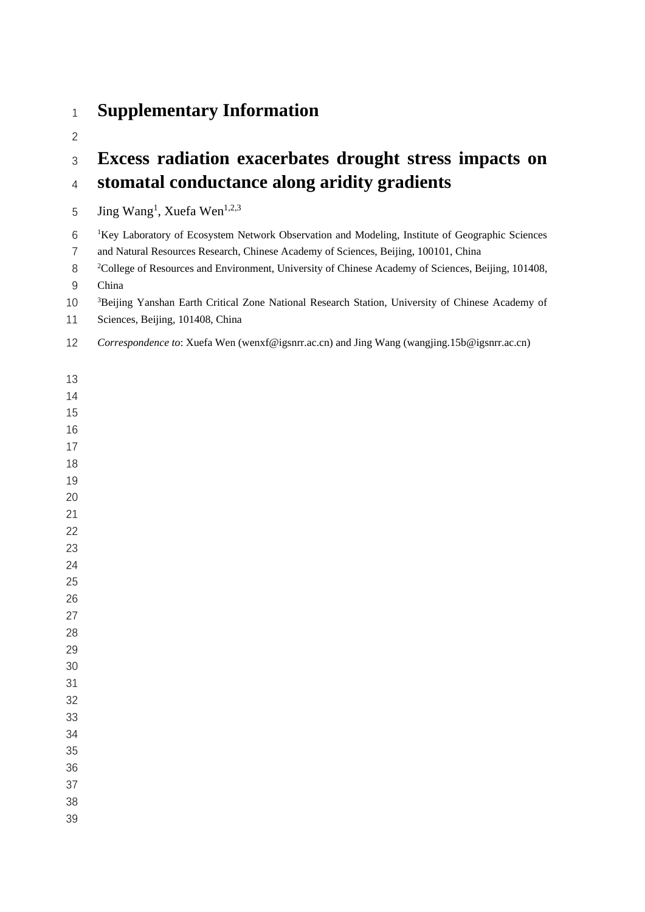# Supplementary Information

# Excess radiation exacerbates drought stress impacts on stomatal conductance along aridity gradients

Jing Wang[1], Xuefa Wen[1,2,3]

[1]Key Laboratory of Ecosystem Network Observation and Modeling, Institute of Geographic Sciences and Natural Resources Research, Chinese Academy of Sciences, Beijing, 100101, China

[2]College of Resources and Environment, University of Chinese Academy of Sciences, Beijing, 101408, China

[3]Beijing Yanshan Earth Critical Zone National Research Station, University of Chinese Academy of Sciences, Beijing, 101408, China

*Correspondence to*: Xuefa Wen (wenxf@igsnrr.ac.cn) and Jing Wang (wangjing.15b@igsnrr.ac.cn)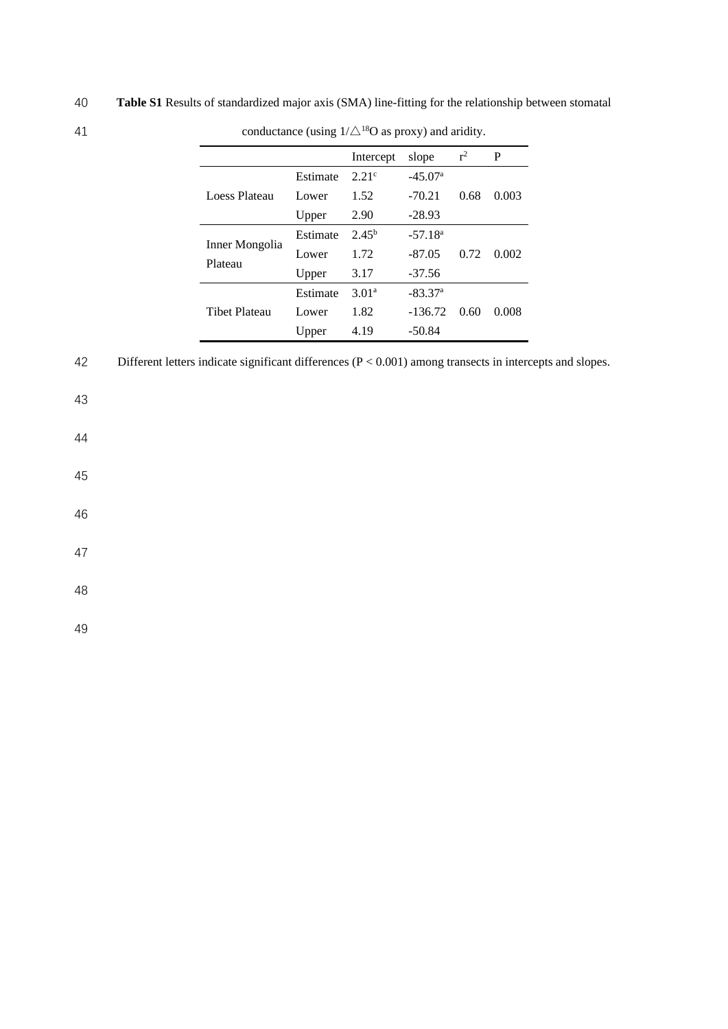**Table S1** Results of standardized major axis (SMA) line-fitting for the relationship between stomatal conductance (using $1/\triangle^{18}O$ as proxy) and aridity.

| | | Intercept | slope | $r^2$ | P |
|---|---|---|---|---|---|
| Loess Plateau | Estimate | 2.21[c] | -45.07[a] | 0.68 | 0.003 |
| | Lower | 1.52 | -70.21 | | |
| | Upper | 2.90 | -28.93 | | |
| Inner Mongolia Plateau | Estimate | 2.45[b] | -57.18[a] | 0.72 | 0.002 |
| | Lower | 1.72 | -87.05 | | |
| | Upper | 3.17 | -37.56 | | |
| Tibet Plateau | Estimate | 3.01[a] | -83.37[a] | 0.60 | 0.008 |
| | Lower | 1.82 | -136.72 | | |
| | Upper | 4.19 | -50.84 | | |

Different letters indicate significant differences ($P < 0.001$) among transects in intercepts and slopes.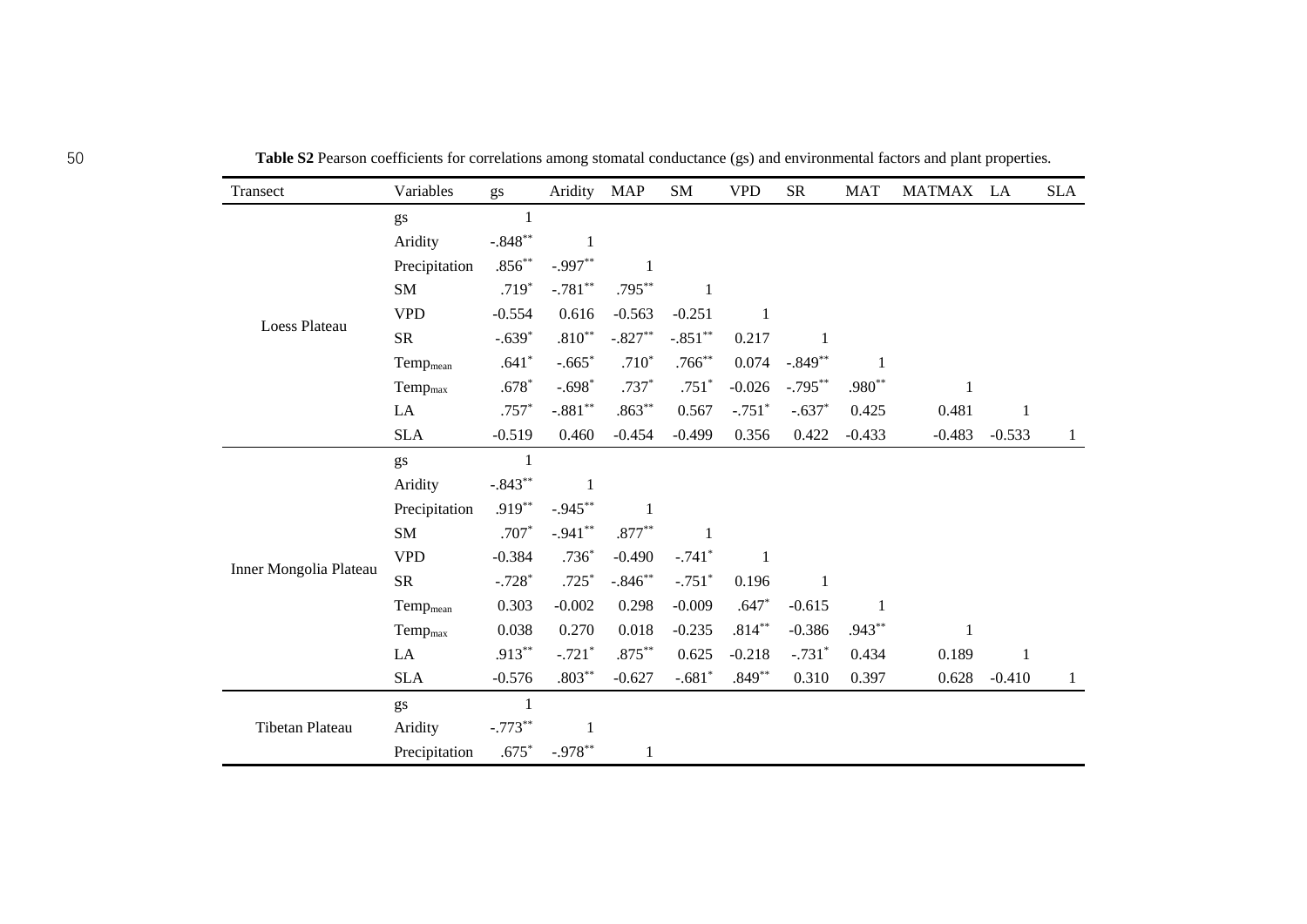**Table S2** Pearson coefficients for correlations among stomatal conductance (gs) and environmental factors and plant properties.

| Transect | Variables | gs | Aridity | MAP | SM | VPD | SR | MAT | MATMAX | LA | SLA |
|---|---|---|---|---|---|---|---|---|---|---|---|
| Loess Plateau | gs | 1 | | | | | | | | | |
| | Aridity | -.848** | 1 | | | | | | | | |
| | Precipitation | .856** | -.997** | 1 | | | | | | | |
| | SM | .719* | -.781** | .795** | 1 | | | | | | |
| | VPD | -0.554 | 0.616 | -0.563 | -0.251 | 1 | | | | | |
| | SR | -.639* | .810** | -.827** | -.851** | 0.217 | 1 | | | | |
| | $Temp_{mean}$ | .641* | -.665* | .710* | .766** | 0.074 | -.849** | 1 | | | |
| | $Temp_{max}$ | .678* | -.698* | .737* | .751* | -0.026 | -.795** | .980** | 1 | | |
| | LA | .757* | -.881** | .863** | 0.567 | -.751* | -.637* | 0.425 | 0.481 | 1 | |
| | SLA | -0.519 | 0.460 | -0.454 | -0.499 | 0.356 | 0.422 | -0.433 | -0.483 | -0.533 | 1 |
| Inner Mongolia Plateau | gs | 1 | | | | | | | | | |
| | Aridity | -.843** | 1 | | | | | | | | |
| | Precipitation | .919** | -.945** | 1 | | | | | | | |
| | SM | .707* | -.941** | .877** | 1 | | | | | | |
| | VPD | -0.384 | .736* | -0.490 | -.741* | 1 | | | | | |
| | SR | -.728* | .725* | -.846** | -.751* | 0.196 | 1 | | | | |
| | $Temp_{mean}$ | 0.303 | -0.002 | 0.298 | -0.009 | .647* | -0.615 | 1 | | | |
| | $Temp_{max}$ | 0.038 | 0.270 | 0.018 | -0.235 | .814** | -0.386 | .943** | 1 | | |
| | LA | .913** | -.721* | .875** | 0.625 | -0.218 | -.731* | 0.434 | 0.189 | 1 | |
| | SLA | -0.576 | .803** | -0.627 | -.681* | .849** | 0.310 | 0.397 | 0.628 | -0.410 | 1 |
| Tibetan Plateau | gs | 1 | | | | | | | | | |
| | Aridity | -.773** | 1 | | | | | | | | |
| | Precipitation | .675* | -.978** | 1 | | | | | | | |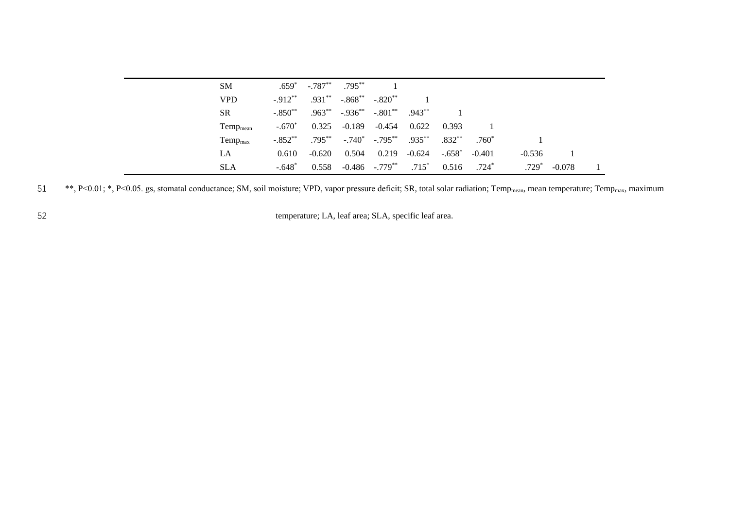| | | | | | | | | | | |
|---|---|---|---|---|---|---|---|---|---|---|
| SM | .659$^{*}$ | -.787$^{**}$ | .795$^{**}$ | 1 | | | | | | |
| VPD | -.912$^{**}$ | .931$^{**}$ | -.868$^{**}$ | -.820$^{**}$ | 1 | | | | | |
| SR | -.850$^{**}$ | .963$^{**}$ | -.936$^{**}$ | -.801$^{**}$ | .943$^{**}$ | 1 | | | | |
| Temp$_{mean}$ | -.670$^{*}$ | 0.325 | -0.189 | -0.454 | 0.622 | 0.393 | 1 | | | |
| Temp$_{max}$ | -.852$^{**}$ | .795$^{**}$ | -.740$^{*}$ | -.795$^{**}$ | .935$^{**}$ | .832$^{**}$ | .760$^{*}$ | 1 | | |
| LA | 0.610 | -0.620 | 0.504 | 0.219 | -0.624 | -.658$^{*}$ | -0.401 | -0.536 | 1 | |
| SLA | -.648$^{*}$ | 0.558 | -0.486 | -.779$^{**}$ | .715$^{*}$ | 0.516 | .724$^{*}$ | .729$^{*}$ | -0.078 | 1 |

**, $P<0.01$; *, $P<0.05$. gs, stomatal conductance; SM, soil moisture; VPD, vapor pressure deficit; SR, total solar radiation; Temp$_{mean}$, mean temperature; Temp$_{max}$, maximum temperature; LA, leaf area; SLA, specific leaf area.